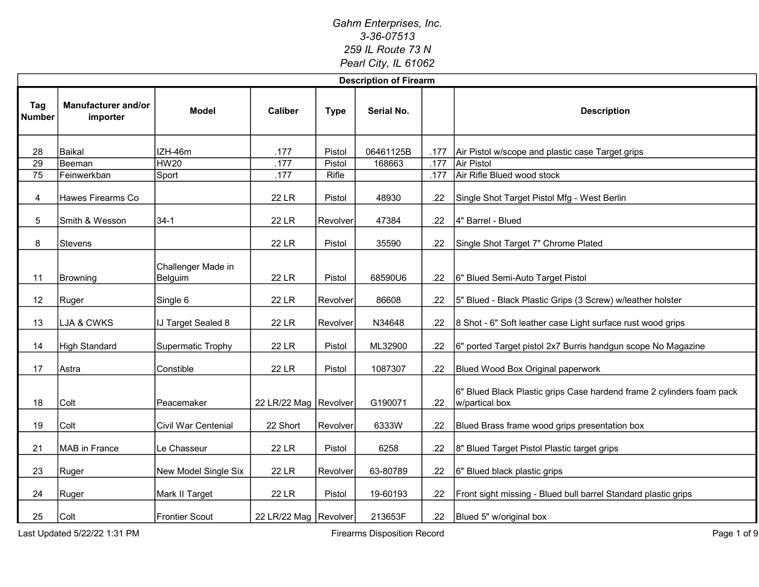*Gahm Enterprises, Inc.*
*3-36-07513*
*259 IL Route 73 N*
*Pearl City, IL 61062*

| Description of Firearm | | | | | | | |
|---|---|---|---|---|---|---|---|
| **Tag Number** | **Manufacturer and/or importer** | **Model** | **Caliber** | **Type** | **Serial No.** | | **Description** |
| 28 | Baikal | IZH-46m | .177 | Pistol | 06461125B | .177 | Air Pistol w/scope and plastic case Target grips |
| 29 | Beeman | HW20 | .177 | Pistol | 168663 | .177 | Air Pistol |
| 75 | Feinwerkban | Sport | .177 | Rifle | | .177 | Air Rifle Blued wood stock |
| 4 | Hawes Firearms Co | | 22 LR | Pistol | 48930 | .22 | Single Shot Target Pistol Mfg - West Berlin |
| 5 | Smith & Wesson | 34-1 | 22 LR | Revolver | 47384 | .22 | 4" Barrel - Blued |
| 8 | Stevens | | 22 LR | Pistol | 35590 | .22 | Single Shot Target 7" Chrome Plated |
| 11 | Browning | Challenger Made in Belguim | 22 LR | Pistol | 68590U6 | .22 | 6" Blued Semi-Auto Target Pistol |
| 12 | Ruger | Single 6 | 22 LR | Revolver | 86608 | .22 | 5" Blued - Black Plastic Grips (3 Screw) w/leather holster |
| 13 | LJA & CWKS | IJ Target Sealed 8 | 22 LR | Revolver | N34648 | .22 | 8 Shot - 6" Soft leather case Light surface rust wood grips |
| 14 | High Standard | Supermatic Trophy | 22 LR | Pistol | ML32900 | .22 | 6" ported Target pistol 2x7 Burris handgun scope No Magazine |
| 17 | Astra | Constible | 22 LR | Pistol | 1087307 | .22 | Blued Wood Box Original paperwork |
| 18 | Colt | Peacemaker | 22 LR/22 Mag | Revolver | G190071 | .22 | 6" Blued Black Plastic grips Case hardend frame 2 cylinders foam pack w/partical box |
| 19 | Colt | Civil War Centenial | 22 Short | Revolver | 6333W | .22 | Blued Brass frame wood grips presentation box |
| 21 | MAB in France | Le Chasseur | 22 LR | Pistol | 6258 | .22 | 8" Blued Target Pistol Plastic target grips |
| 23 | Ruger | New Model Single Six | 22 LR | Revolver | 63-80789 | .22 | 6" Blued black plastic grips |
| 24 | Ruger | Mark II Target | 22 LR | Pistol | 19-60193 | .22 | Front sight missing - Blued bull barrel Standard plastic grips |
| 25 | Colt | Frontier Scout | 22 LR/22 Mag | Revolver | 213653F | .22 | Blued 5" w/original box |

Last Updated 5/22/22 1:31 PM

Firearms Disposition Record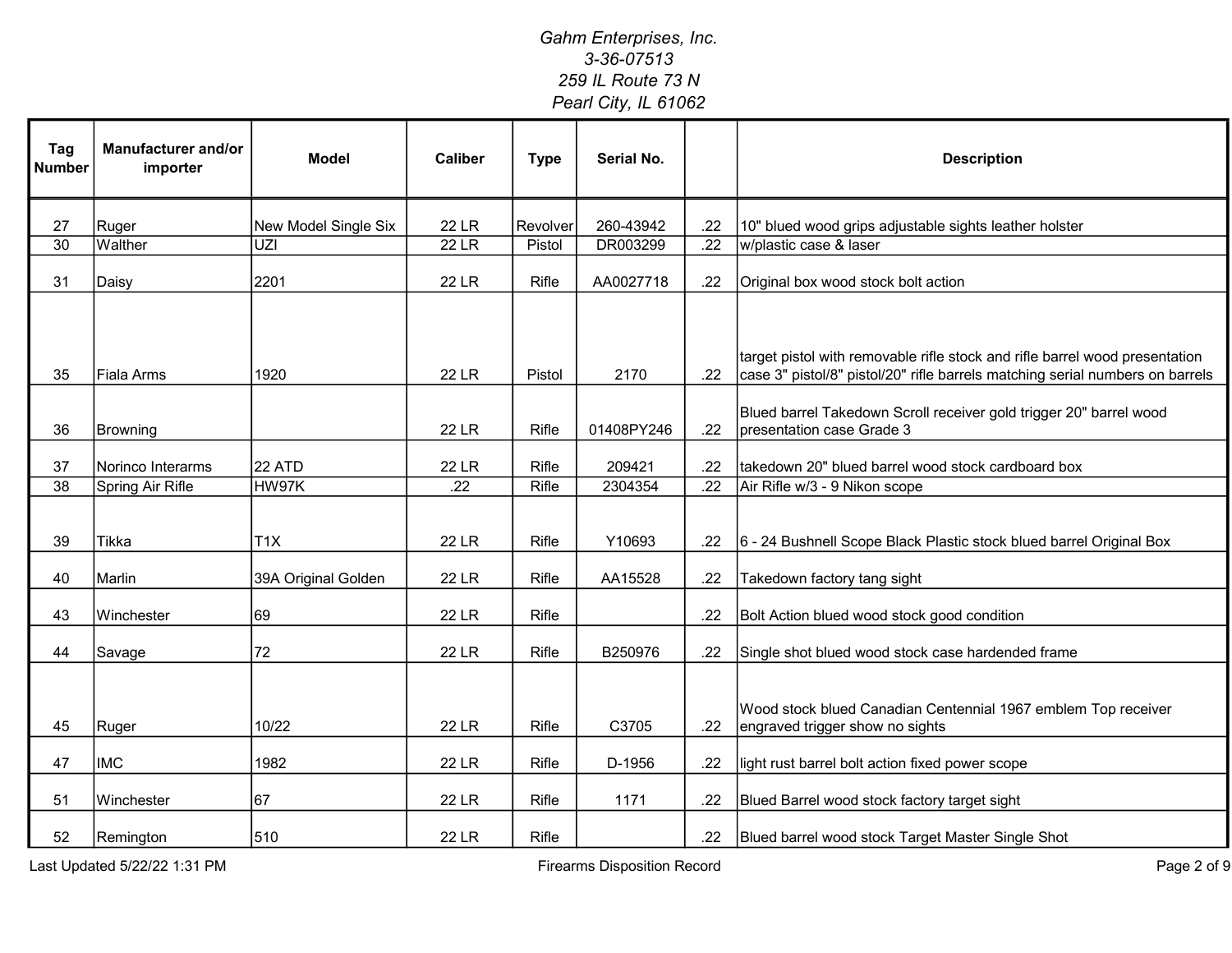*Gahm Enterprises, Inc.*
*3-36-07513*
*259 IL Route 73 N*
*Pearl City, IL 61062*

| Tag Number | Manufacturer and/or importer | Model | Caliber | Type | Serial No. | | Description |
|---|---|---|---|---|---|---|---|
| 27 | Ruger | New Model Single Six | 22 LR | Revolver | 260-43942 | .22 | 10" blued wood grips adjustable sights leather holster |
| 30 | Walther | UZI | 22 LR | Pistol | DR003299 | .22 | w/plastic case & laser |
| 31 | Daisy | 2201 | 22 LR | Rifle | AA0027718 | .22 | Original box wood stock bolt action |
| 35 | Fiala Arms | 1920 | 22 LR | Pistol | 2170 | .22 | target pistol with removable rifle stock and rifle barrel wood presentation case 3" pistol/8" pistol/20" rifle barrels matching serial numbers on barrels |
| 36 | Browning | | 22 LR | Rifle | 01408PY246 | .22 | Blued barrel Takedown Scroll receiver gold trigger 20" barrel wood presentation case Grade 3 |
| 37 | Norinco Interarms | 22 ATD | 22 LR | Rifle | 209421 | .22 | takedown 20" blued barrel wood stock cardboard box |
| 38 | Spring Air Rifle | HW97K | .22 | Rifle | 2304354 | .22 | Air Rifle w/3 - 9 Nikon scope |
| 39 | Tikka | T1X | 22 LR | Rifle | Y10693 | .22 | 6 - 24 Bushnell Scope Black Plastic stock blued barrel Original Box |
| 40 | Marlin | 39A Original Golden | 22 LR | Rifle | AA15528 | .22 | Takedown factory tang sight |
| 43 | Winchester | 69 | 22 LR | Rifle | | .22 | Bolt Action blued wood stock good condition |
| 44 | Savage | 72 | 22 LR | Rifle | B250976 | .22 | Single shot blued wood stock case hardended frame |
| 45 | Ruger | 10/22 | 22 LR | Rifle | C3705 | .22 | Wood stock blued Canadian Centennial 1967 emblem Top receiver engraved trigger show no sights |
| 47 | IMC | 1982 | 22 LR | Rifle | D-1956 | .22 | light rust barrel bolt action fixed power scope |
| 51 | Winchester | 67 | 22 LR | Rifle | 1171 | .22 | Blued Barrel wood stock factory target sight |
| 52 | Remington | 510 | 22 LR | Rifle | | .22 | Blued barrel wood stock Target Master Single Shot |

Last Updated 5/22/22 1:31 PM

Firearms Disposition Record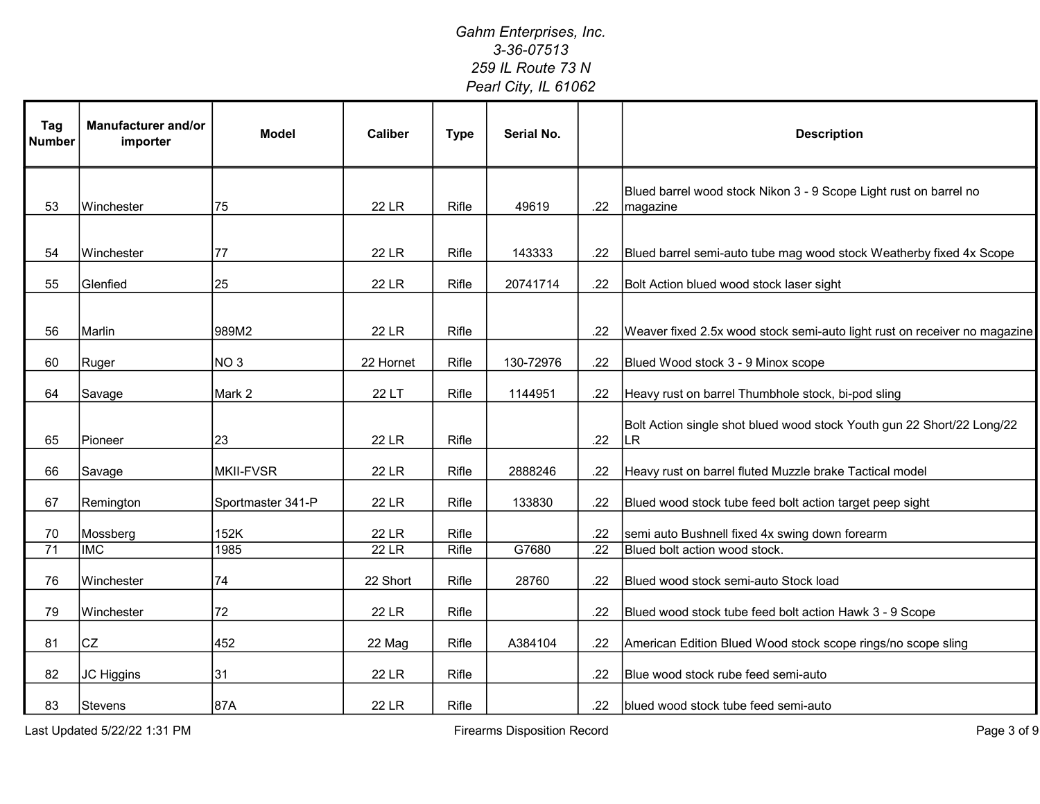*Gahm Enterprises, Inc.*
*3-36-07513*
*259 IL Route 73 N*
*Pearl City, IL 61062*

| Tag Number | Manufacturer and/or importer | Model | Caliber | Type | Serial No. | | Description |
|---|---|---|---|---|---|---|---|
| 53 | Winchester | 75 | 22 LR | Rifle | 49619 | .22 | Blued barrel wood stock Nikon 3 - 9 Scope Light rust on barrel no magazine |
| 54 | Winchester | 77 | 22 LR | Rifle | 143333 | .22 | Blued barrel semi-auto tube mag wood stock Weatherby fixed 4x Scope |
| 55 | Glenfied | 25 | 22 LR | Rifle | 20741714 | .22 | Bolt Action blued wood stock laser sight |
| 56 | Marlin | 989M2 | 22 LR | Rifle | | .22 | Weaver fixed 2.5x wood stock semi-auto light rust on receiver no magazine |
| 60 | Ruger | NO 3 | 22 Hornet | Rifle | 130-72976 | .22 | Blued Wood stock 3 - 9 Minox scope |
| 64 | Savage | Mark 2 | 22 LT | Rifle | 1144951 | .22 | Heavy rust on barrel Thumbhole stock, bi-pod sling |
| 65 | Pioneer | 23 | 22 LR | Rifle | | .22 | Bolt Action single shot blued wood stock Youth gun 22 Short/22 Long/22 LR |
| 66 | Savage | MKII-FVSR | 22 LR | Rifle | 2888246 | .22 | Heavy rust on barrel fluted Muzzle brake Tactical model |
| 67 | Remington | Sportmaster 341-P | 22 LR | Rifle | 133830 | .22 | Blued wood stock tube feed bolt action target peep sight |
| 70 | Mossberg | 152K | 22 LR | Rifle | | .22 | semi auto Bushnell fixed 4x swing down forearm |
| 71 | IMC | 1985 | 22 LR | Rifle | G7680 | .22 | Blued bolt action wood stock. |
| 76 | Winchester | 74 | 22 Short | Rifle | 28760 | .22 | Blued wood stock semi-auto Stock load |
| 79 | Winchester | 72 | 22 LR | Rifle | | .22 | Blued wood stock tube feed bolt action Hawk 3 - 9 Scope |
| 81 | CZ | 452 | 22 Mag | Rifle | A384104 | .22 | American Edition Blued Wood stock scope rings/no scope sling |
| 82 | JC Higgins | 31 | 22 LR | Rifle | | .22 | Blue wood stock rube feed semi-auto |
| 83 | Stevens | 87A | 22 LR | Rifle | | .22 | blued wood stock tube feed semi-auto |

Last Updated 5/22/22 1:31 PM

Firearms Disposition Record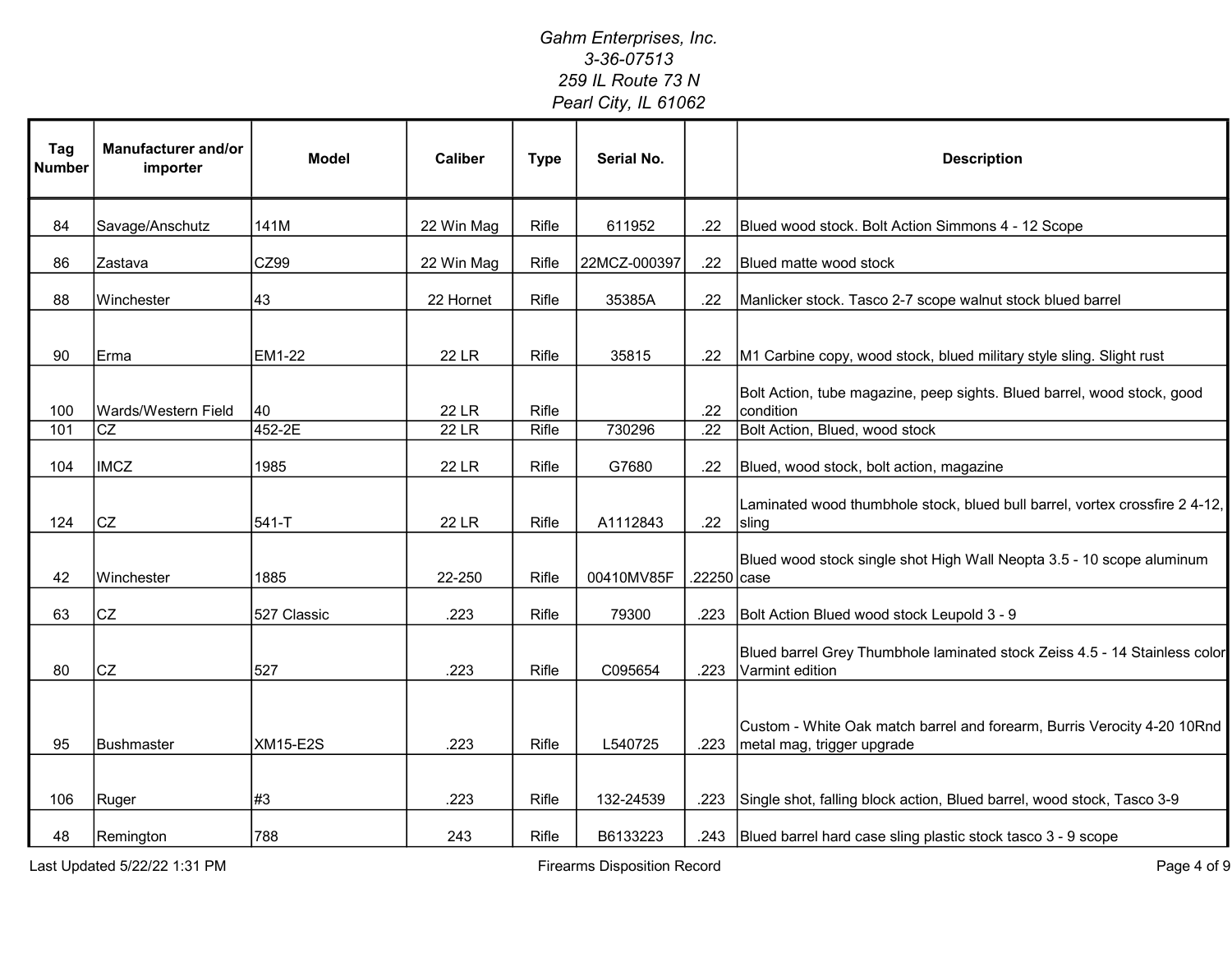*Gahm Enterprises, Inc.*
*3-36-07513*
*259 IL Route 73 N*
*Pearl City, IL 61062*

| Tag Number | Manufacturer and/or importer | Model | Caliber | Type | Serial No. | | Description |
|---|---|---|---|---|---|---|---|
| 84 | Savage/Anschutz | 141M | 22 Win Mag | Rifle | 611952 | .22 | Blued wood stock. Bolt Action Simmons 4 - 12 Scope |
| 86 | Zastava | CZ99 | 22 Win Mag | Rifle | 22MCZ-000397 | .22 | Blued matte wood stock |
| 88 | Winchester | 43 | 22 Hornet | Rifle | 35385A | .22 | Manlicker stock. Tasco 2-7 scope walnut stock blued barrel |
| 90 | Erma | EM1-22 | 22 LR | Rifle | 35815 | .22 | M1 Carbine copy, wood stock, blued military style sling. Slight rust |
| 100 | Wards/Western Field | 40 | 22 LR | Rifle | | .22 | Bolt Action, tube magazine, peep sights. Blued barrel, wood stock, good condition |
| 101 | CZ | 452-2E | 22 LR | Rifle | 730296 | .22 | Bolt Action, Blued, wood stock |
| 104 | IMCZ | 1985 | 22 LR | Rifle | G7680 | .22 | Blued, wood stock, bolt action, magazine |
| 124 | CZ | 541-T | 22 LR | Rifle | A1112843 | .22 | Laminated wood thumbhole stock, blued bull barrel, vortex crossfire 2 4-12, sling |
| 42 | Winchester | 1885 | 22-250 | Rifle | 00410MV85F | .22250 | Blued wood stock single shot High Wall Neopta 3.5 - 10 scope aluminum case |
| 63 | CZ | 527 Classic | .223 | Rifle | 79300 | .223 | Bolt Action Blued wood stock Leupold 3 - 9 |
| 80 | CZ | 527 | .223 | Rifle | C095654 | .223 | Blued barrel Grey Thumbhole laminated stock Zeiss 4.5 - 14 Stainless color Varmint edition |
| 95 | Bushmaster | XM15-E2S | .223 | Rifle | L540725 | .223 | Custom - White Oak match barrel and forearm, Burris Verocity 4-20 10Rnd metal mag, trigger upgrade |
| 106 | Ruger | #3 | .223 | Rifle | 132-24539 | .223 | Single shot, falling block action, Blued barrel, wood stock, Tasco 3-9 |
| 48 | Remington | 788 | 243 | Rifle | B6133223 | .243 | Blued barrel hard case sling plastic stock tasco 3 - 9 scope |

Last Updated 5/22/22 1:31 PM

Firearms Disposition Record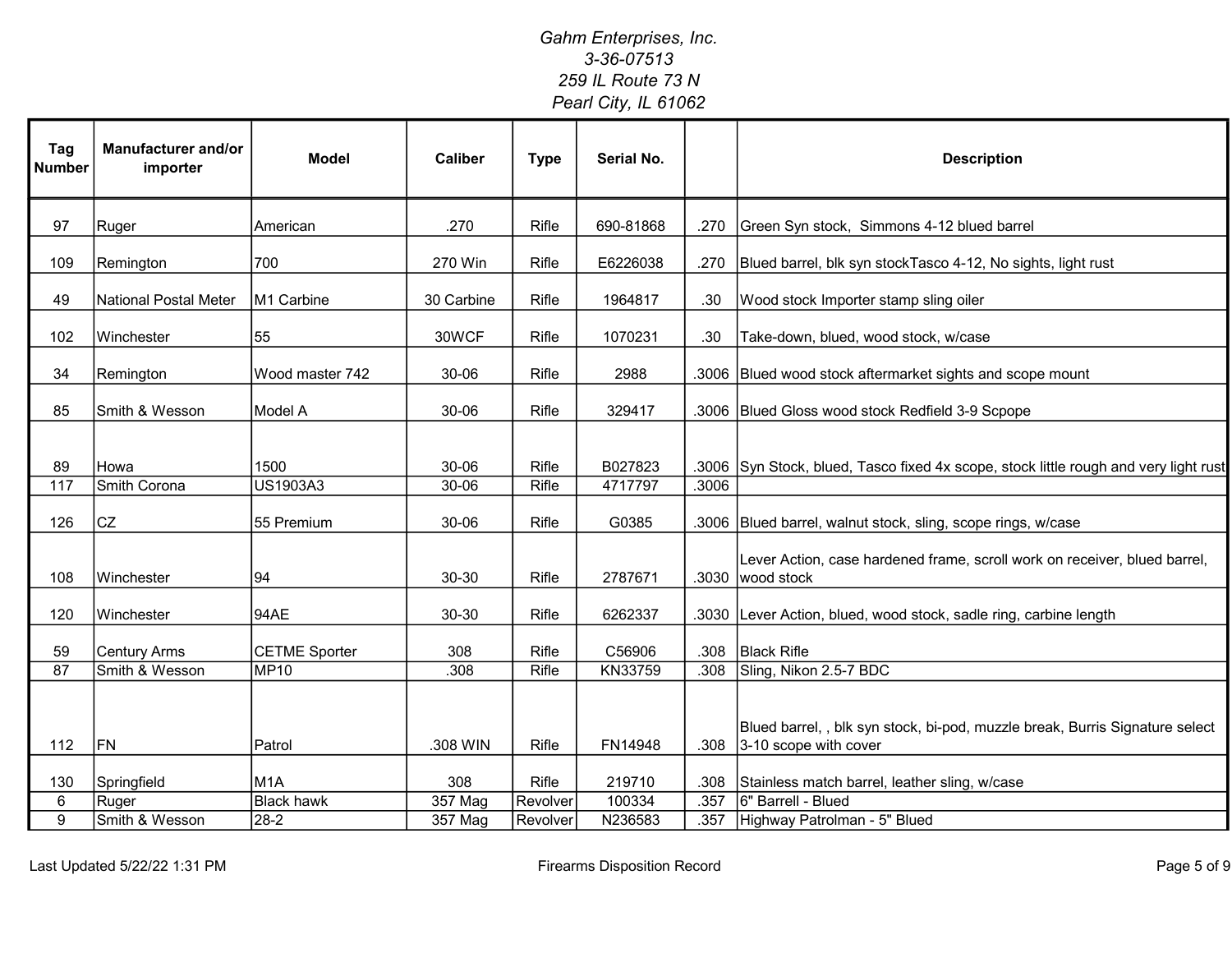*Gahm Enterprises, Inc.*
*3-36-07513*
*259 IL Route 73 N*
*Pearl City, IL 61062*

| Tag Number | Manufacturer and/or importer | Model | Caliber | Type | Serial No. | | Description |
|---|---|---|---|---|---|---|---|
| 97 | Ruger | American | .270 | Rifle | 690-81868 | .270 | Green Syn stock,  Simmons 4-12 blued barrel |
| 109 | Remington | 700 | 270 Win | Rifle | E6226038 | .270 | Blued barrel, blk syn stockTasco 4-12, No sights, light rust |
| 49 | National Postal Meter | M1 Carbine | 30 Carbine | Rifle | 1964817 | .30 | Wood stock Importer stamp sling oiler |
| 102 | Winchester | 55 | 30WCF | Rifle | 1070231 | .30 | Take-down, blued, wood stock, w/case |
| 34 | Remington | Wood master 742 | 30-06 | Rifle | 2988 | .3006 | Blued wood stock aftermarket sights and scope mount |
| 85 | Smith & Wesson | Model A | 30-06 | Rifle | 329417 | .3006 | Blued Gloss wood stock Redfield 3-9 Scpope |
| 89 | Howa | 1500 | 30-06 | Rifle | B027823 | .3006 | Syn Stock, blued, Tasco fixed 4x scope, stock little rough and very light rust |
| 117 | Smith Corona | US1903A3 | 30-06 | Rifle | 4717797 | .3006 | |
| 126 | CZ | 55 Premium | 30-06 | Rifle | G0385 | .3006 | Blued barrel, walnut stock, sling, scope rings, w/case |
| 108 | Winchester | 94 | 30-30 | Rifle | 2787671 | .3030 | Lever Action, case hardened frame, scroll work on receiver, blued barrel, wood stock |
| 120 | Winchester | 94AE | 30-30 | Rifle | 6262337 | .3030 | Lever Action, blued, wood stock, sadle ring, carbine length |
| 59 | Century Arms | CETME Sporter | 308 | Rifle | C56906 | .308 | Black Rifle |
| 87 | Smith & Wesson | MP10 | .308 | Rifle | KN33759 | .308 | Sling, Nikon 2.5-7 BDC |
| 112 | FN | Patrol | .308 WIN | Rifle | FN14948 | .308 | Blued barrel, , blk syn stock, bi-pod, muzzle break, Burris Signature select 3-10 scope with cover |
| 130 | Springfield | M1A | 308 | Rifle | 219710 | .308 | Stainless match barrel, leather sling, w/case |
| 6 | Ruger | Black hawk | 357 Mag | Revolver | 100334 | .357 | 6" Barrell - Blued |
| 9 | Smith & Wesson | 28-2 | 357 Mag | Revolver | N236583 | .357 | Highway Patrolman - 5" Blued |

Last Updated 5/22/22 1:31 PM

Firearms Disposition Record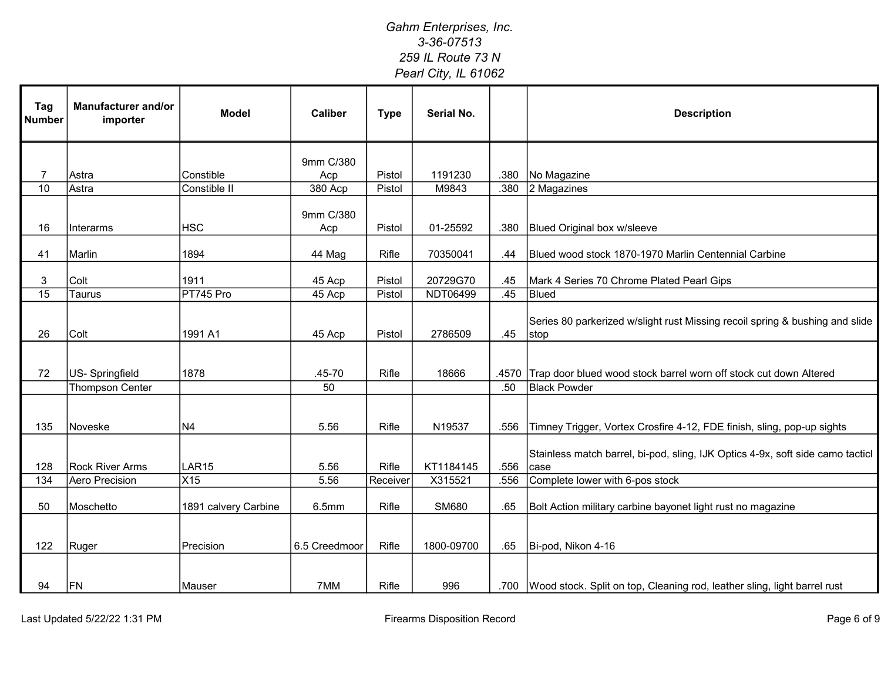*Gahm Enterprises, Inc.*
*3-36-07513*
*259 IL Route 73 N*
*Pearl City, IL 61062*

| Tag Number | Manufacturer and/or importer | Model | Caliber | Type | Serial No. | | Description |
|---|---|---|---|---|---|---|---|
| 7 | Astra | Constible | 9mm C/380 Acp | Pistol | 1191230 | .380 | No Magazine |
| 10 | Astra | Constible II | 380 Acp | Pistol | M9843 | .380 | 2 Magazines |
| 16 | Interarms | HSC | 9mm C/380 Acp | Pistol | 01-25592 | .380 | Blued Original box w/sleeve |
| 41 | Marlin | 1894 | 44 Mag | Rifle | 70350041 | .44 | Blued wood stock 1870-1970 Marlin Centennial Carbine |
| 3 | Colt | 1911 | 45 Acp | Pistol | 20729G70 | .45 | Mark 4 Series 70 Chrome Plated Pearl Gips |
| 15 | Taurus | PT745 Pro | 45 Acp | Pistol | NDT06499 | .45 | Blued |
| 26 | Colt | 1991 A1 | 45 Acp | Pistol | 2786509 | .45 | Series 80 parkerized w/slight rust Missing recoil spring & bushing and slide stop |
| 72 | US- Springfield | 1878 | .45-70 | Rifle | 18666 | .4570 | Trap door blued wood stock barrel worn off stock cut down Altered |
| | Thompson Center | | 50 | | | .50 | Black Powder |
| 135 | Noveske | N4 | 5.56 | Rifle | N19537 | .556 | Timney Trigger, Vortex Crosfire 4-12, FDE finish, sling, pop-up sights |
| 128 | Rock River Arms | LAR15 | 5.56 | Rifle | KT1184145 | .556 | Stainless match barrel, bi-pod, sling, IJK Optics 4-9x, soft side camo tacticl case |
| 134 | Aero Precision | X15 | 5.56 | Receiver | X315521 | .556 | Complete lower with 6-pos stock |
| 50 | Moschetto | 1891 calvery Carbine | 6.5mm | Rifle | SM680 | .65 | Bolt Action military carbine bayonet light rust no magazine |
| 122 | Ruger | Precision | 6.5 Creedmoor | Rifle | 1800-09700 | .65 | Bi-pod, Nikon 4-16 |
| 94 | FN | Mauser | 7MM | Rifle | 996 | .700 | Wood stock. Split on top, Cleaning rod, leather sling, light barrel rust |

Last Updated 5/22/22 1:31 PM

Firearms Disposition Record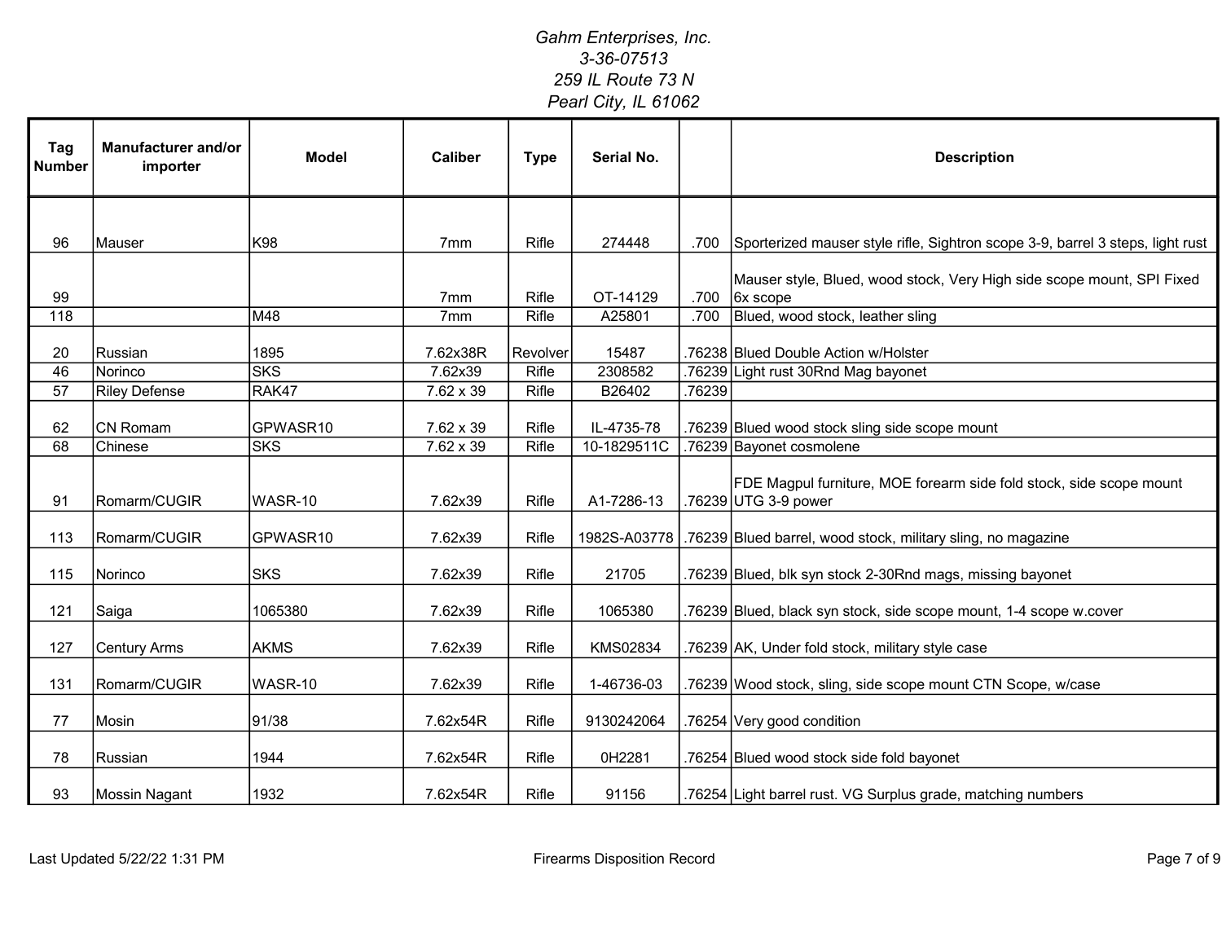*Gahm Enterprises, Inc.*
*3-36-07513*
*259 IL Route 73 N*
*Pearl City, IL 61062*

| Tag Number | Manufacturer and/or importer | Model | Caliber | Type | Serial No. | | Description |
|---|---|---|---|---|---|---|---|
| 96 | Mauser | K98 | 7mm | Rifle | 274448 | .700 | Sporterized mauser style rifle, Sightron scope 3-9, barrel 3 steps, light rust |
| 99 | | | 7mm | Rifle | OT-14129 | .700 | Mauser style, Blued, wood stock, Very High side scope mount, SPI Fixed 6x scope |
| 118 | | M48 | 7mm | Rifle | A25801 | .700 | Blued, wood stock, leather sling |
| 20 | Russian | 1895 | 7.62x38R | Revolver | 15487 | .76238 | Blued Double Action w/Holster |
| 46 | Norinco | SKS | 7.62x39 | Rifle | 2308582 | .76239 | Light rust 30Rnd Mag bayonet |
| 57 | Riley Defense | RAK47 | 7.62 x 39 | Rifle | B26402 | .76239 | |
| 62 | CN Romam | GPWASR10 | 7.62 x 39 | Rifle | IL-4735-78 | .76239 | Blued wood stock sling side scope mount |
| 68 | Chinese | SKS | 7.62 x 39 | Rifle | 10-1829511C | .76239 | Bayonet cosmolene |
| 91 | Romarm/CUGIR | WASR-10 | 7.62x39 | Rifle | A1-7286-13 | .76239 | FDE Magpul furniture, MOE forearm side fold stock, side scope mount UTG 3-9 power |
| 113 | Romarm/CUGIR | GPWASR10 | 7.62x39 | Rifle | 1982S-A03778 | .76239 | Blued barrel, wood stock, military sling, no magazine |
| 115 | Norinco | SKS | 7.62x39 | Rifle | 21705 | .76239 | Blued, blk syn stock 2-30Rnd mags, missing bayonet |
| 121 | Saiga | 1065380 | 7.62x39 | Rifle | 1065380 | .76239 | Blued, black syn stock, side scope mount, 1-4 scope w.cover |
| 127 | Century Arms | AKMS | 7.62x39 | Rifle | KMS02834 | .76239 | AK, Under fold stock, military style case |
| 131 | Romarm/CUGIR | WASR-10 | 7.62x39 | Rifle | 1-46736-03 | .76239 | Wood stock, sling, side scope mount CTN Scope, w/case |
| 77 | Mosin | 91/38 | 7.62x54R | Rifle | 9130242064 | .76254 | Very good condition |
| 78 | Russian | 1944 | 7.62x54R | Rifle | 0H2281 | .76254 | Blued wood stock side fold bayonet |
| 93 | Mossin Nagant | 1932 | 7.62x54R | Rifle | 91156 | .76254 | Light barrel rust. VG Surplus grade, matching numbers |

Last Updated 5/22/22 1:31 PM

Firearms Disposition Record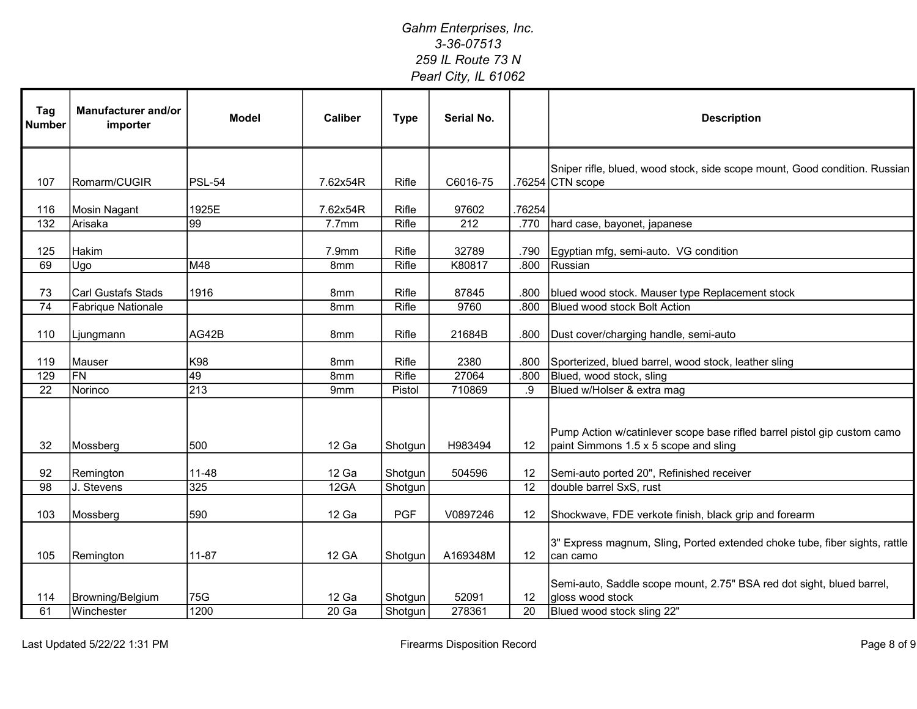*Gahm Enterprises, Inc.*
*3-36-07513*
*259 IL Route 73 N*
*Pearl City, IL 61062*

| Tag Number | Manufacturer and/or importer | Model | Caliber | Type | Serial No. | | Description |
|---|---|---|---|---|---|---|---|
| 107 | Romarm/CUGIR | PSL-54 | 7.62x54R | Rifle | C6016-75 | .76254 | Sniper rifle, blued, wood stock, side scope mount, Good condition. Russian CTN scope |
| 116 | Mosin Nagant | 1925E | 7.62x54R | Rifle | 97602 | .76254 | |
| 132 | Arisaka | 99 | 7.7mm | Rifle | 212 | .770 | hard case, bayonet, japanese |
| 125 | Hakim | | 7.9mm | Rifle | 32789 | .790 | Egyptian mfg, semi-auto. VG condition |
| 69 | Ugo | M48 | 8mm | Rifle | K80817 | .800 | Russian |
| 73 | Carl Gustafs Stads | 1916 | 8mm | Rifle | 87845 | .800 | blued wood stock. Mauser type Replacement stock |
| 74 | Fabrique Nationale | | 8mm | Rifle | 9760 | .800 | Blued wood stock Bolt Action |
| 110 | Ljungmann | AG42B | 8mm | Rifle | 21684B | .800 | Dust cover/charging handle, semi-auto |
| 119 | Mauser | K98 | 8mm | Rifle | 2380 | .800 | Sporterized, blued barrel, wood stock, leather sling |
| 129 | FN | 49 | 8mm | Rifle | 27064 | .800 | Blued, wood stock, sling |
| 22 | Norinco | 213 | 9mm | Pistol | 710869 | .9 | Blued w/Holser & extra mag |
| 32 | Mossberg | 500 | 12 Ga | Shotgun | H983494 | 12 | Pump Action w/catinlever scope base rifled barrel pistol gip custom camo paint Simmons 1.5 x 5 scope and sling |
| 92 | Remington | 11-48 | 12 Ga | Shotgun | 504596 | 12 | Semi-auto ported 20", Refinished receiver |
| 98 | J. Stevens | 325 | 12GA | Shotgun | | 12 | double barrel SxS, rust |
| 103 | Mossberg | 590 | 12 Ga | PGF | V0897246 | 12 | Shockwave, FDE verkote finish, black grip and forearm |
| 105 | Remington | 11-87 | 12 GA | Shotgun | A169348M | 12 | 3" Express magnum, Sling, Ported extended choke tube, fiber sights, rattle can camo |
| 114 | Browning/Belgium | 75G | 12 Ga | Shotgun | 52091 | 12 | Semi-auto, Saddle scope mount, 2.75" BSA red dot sight, blued barrel, gloss wood stock |
| 61 | Winchester | 1200 | 20 Ga | Shotgun | 278361 | 20 | Blued wood stock sling 22" |

Last Updated 5/22/22 1:31 PM

Firearms Disposition Record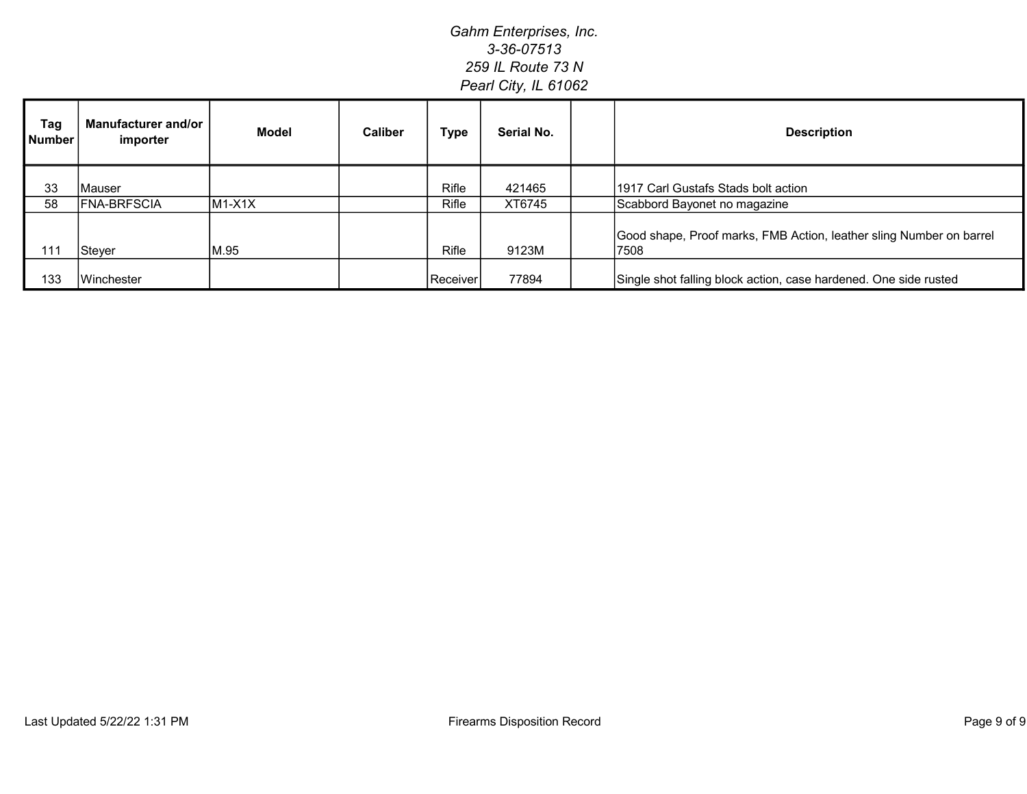*Gahm Enterprises, Inc.*
*3-36-07513*
*259 IL Route 73 N*
*Pearl City, IL 61062*

| Tag Number | Manufacturer and/or importer | Model | Caliber | Type | Serial No. | | Description |
|---|---|---|---|---|---|---|---|
| 33 | Mauser | | | Rifle | 421465 | | 1917 Carl Gustafs Stads bolt action |
| 58 | FNA-BRFSCIA | M1-X1X | | Rifle | XT6745 | | Scabbord Bayonet no magazine |
| 111 | Steyer | M.95 | | Rifle | 9123M | | Good shape, Proof marks, FMB Action, leather sling Number on barrel 7508 |
| 133 | Winchester | | | Receiver | 77894 | | Single shot falling block action, case hardened. One side rusted |

Last Updated 5/22/22 1:31 PM

Firearms Disposition Record